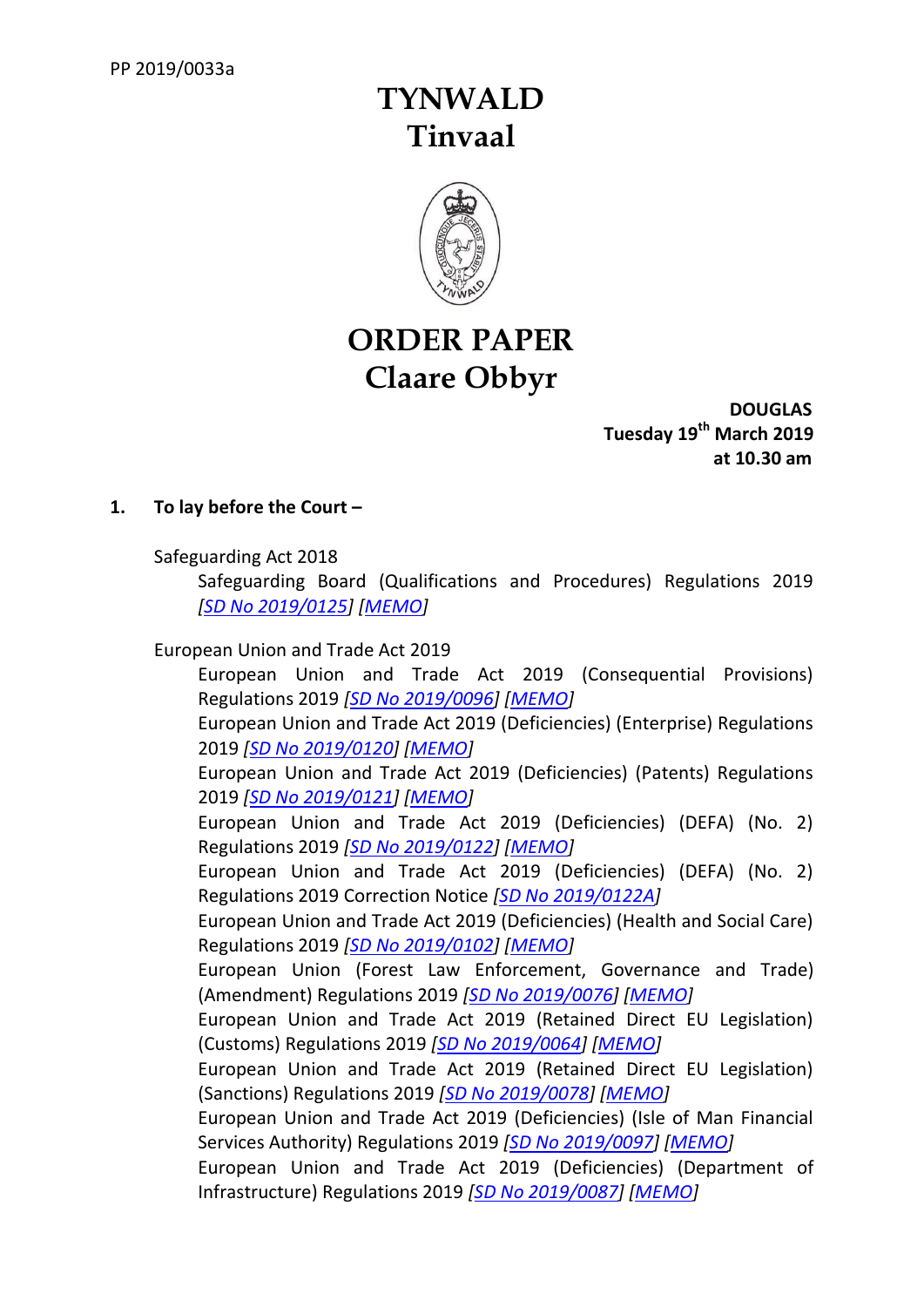PP 2019/0033a

# TYNWALD
# Tinvaal

# ORDER PAPER
# Claare Obbyr

**DOUGLAS**
**Tuesday 19th March 2019**
**at 10.30 am**

**1. To lay before the Court –**

Safeguarding Act 2018

Safeguarding Board (Qualifications and Procedures) Regulations 2019 *[SD No 2019/0125] [MEMO]*

European Union and Trade Act 2019

European Union and Trade Act 2019 (Consequential Provisions) Regulations 2019 *[SD No 2019/0096] [MEMO]*

European Union and Trade Act 2019 (Deficiencies) (Enterprise) Regulations 2019 *[SD No 2019/0120] [MEMO]*

European Union and Trade Act 2019 (Deficiencies) (Patents) Regulations 2019 *[SD No 2019/0121] [MEMO]*

European Union and Trade Act 2019 (Deficiencies) (DEFA) (No. 2) Regulations 2019 *[SD No 2019/0122] [MEMO]*

European Union and Trade Act 2019 (Deficiencies) (DEFA) (No. 2) Regulations 2019 Correction Notice *[SD No 2019/0122A]*

European Union and Trade Act 2019 (Deficiencies) (Health and Social Care) Regulations 2019 *[SD No 2019/0102] [MEMO]*

European Union (Forest Law Enforcement, Governance and Trade) (Amendment) Regulations 2019 *[SD No 2019/0076] [MEMO]*

European Union and Trade Act 2019 (Retained Direct EU Legislation) (Customs) Regulations 2019 *[SD No 2019/0064] [MEMO]*

European Union and Trade Act 2019 (Retained Direct EU Legislation) (Sanctions) Regulations 2019 *[SD No 2019/0078] [MEMO]*

European Union and Trade Act 2019 (Deficiencies) (Isle of Man Financial Services Authority) Regulations 2019 *[SD No 2019/0097] [MEMO]*

European Union and Trade Act 2019 (Deficiencies) (Department of Infrastructure) Regulations 2019 *[SD No 2019/0087] [MEMO]*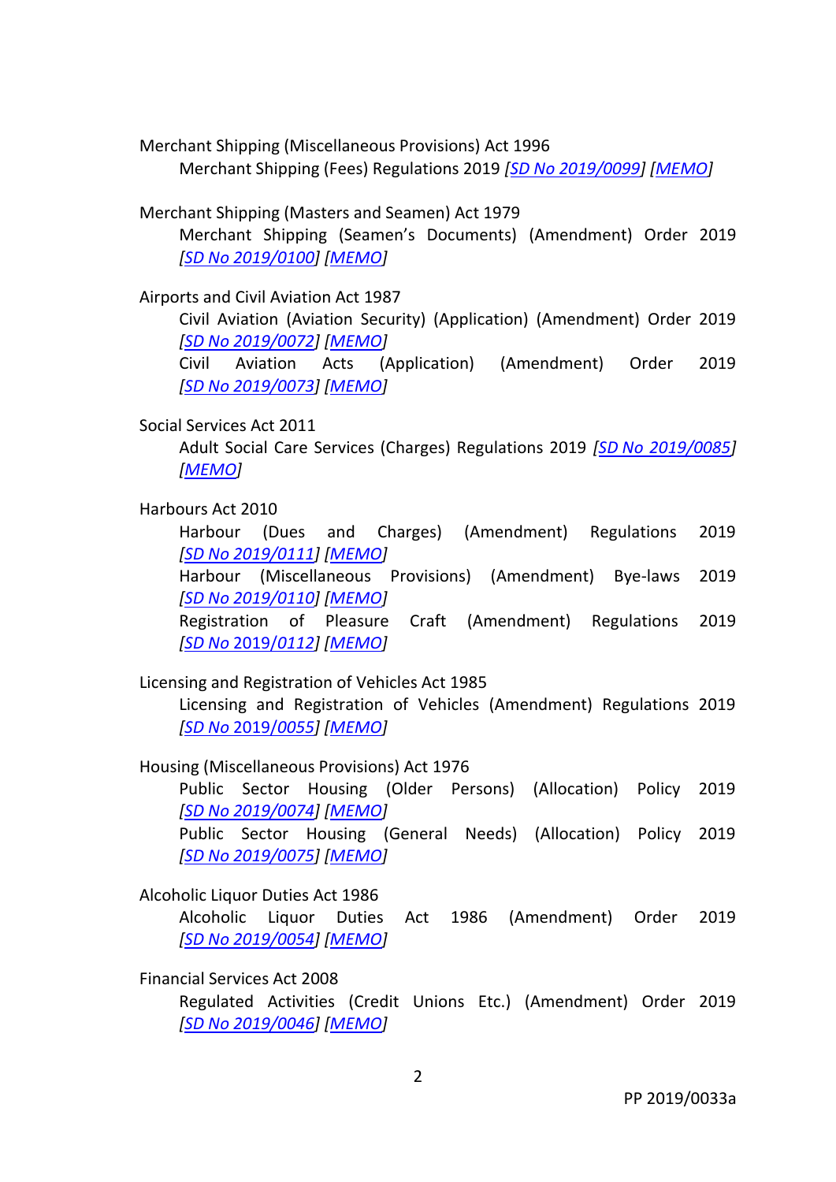Merchant Shipping (Miscellaneous Provisions) Act 1996

Merchant Shipping (Fees) Regulations 2019 *[SD No 2019/0099] [MEMO]*

Merchant Shipping (Masters and Seamen) Act 1979

Merchant Shipping (Seamen's Documents) (Amendment) Order 2019 *[SD No 2019/0100] [MEMO]*

Airports and Civil Aviation Act 1987

Civil Aviation (Aviation Security) (Application) (Amendment) Order 2019 *[SD No 2019/0072] [MEMO]*

Civil Aviation Acts (Application) (Amendment) Order 2019 *[SD No 2019/0073] [MEMO]*

Social Services Act 2011

Adult Social Care Services (Charges) Regulations 2019 *[SD No 2019/0085] [MEMO]*

Harbours Act 2010

Harbour (Dues and Charges) (Amendment) Regulations 2019 *[SD No 2019/0111] [MEMO]*

Harbour (Miscellaneous Provisions) (Amendment) Bye-laws 2019 *[SD No 2019/0110] [MEMO]*

Registration of Pleasure Craft (Amendment) Regulations 2019 *[SD No 2019/0112] [MEMO]*

Licensing and Registration of Vehicles Act 1985

Licensing and Registration of Vehicles (Amendment) Regulations 2019 *[SD No 2019/0055] [MEMO]*

Housing (Miscellaneous Provisions) Act 1976

Public Sector Housing (Older Persons) (Allocation) Policy 2019 *[SD No 2019/0074] [MEMO]*

Public Sector Housing (General Needs) (Allocation) Policy 2019 *[SD No 2019/0075] [MEMO]*

Alcoholic Liquor Duties Act 1986

Alcoholic Liquor Duties Act 1986 (Amendment) Order 2019 *[SD No 2019/0054] [MEMO]*

Financial Services Act 2008

Regulated Activities (Credit Unions Etc.) (Amendment) Order 2019 *[SD No 2019/0046] [MEMO]*

PP 2019/0033a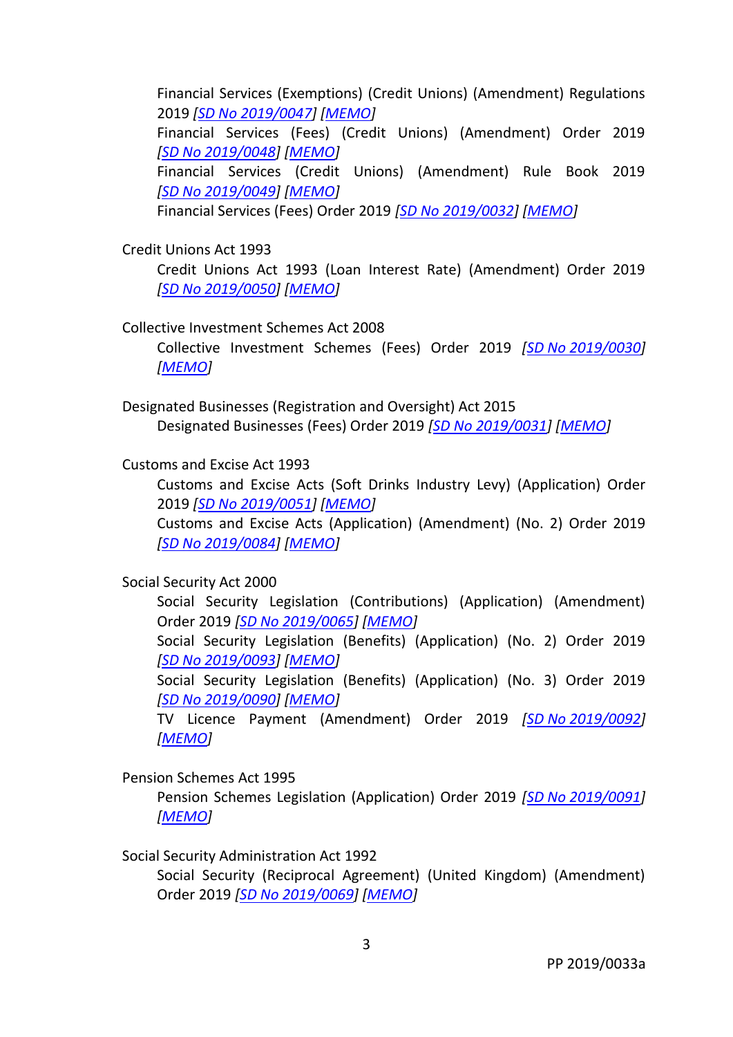Financial Services (Exemptions) (Credit Unions) (Amendment) Regulations 2019 *[SD No 2019/0047] [MEMO]*
Financial Services (Fees) (Credit Unions) (Amendment) Order 2019 *[SD No 2019/0048] [MEMO]*
Financial Services (Credit Unions) (Amendment) Rule Book 2019 *[SD No 2019/0049] [MEMO]*
Financial Services (Fees) Order 2019 *[SD No 2019/0032] [MEMO]*

Credit Unions Act 1993

Credit Unions Act 1993 (Loan Interest Rate) (Amendment) Order 2019 *[SD No 2019/0050] [MEMO]*

Collective Investment Schemes Act 2008

Collective Investment Schemes (Fees) Order 2019 *[SD No 2019/0030] [MEMO]*

Designated Businesses (Registration and Oversight) Act 2015

Designated Businesses (Fees) Order 2019 *[SD No 2019/0031] [MEMO]*

Customs and Excise Act 1993

Customs and Excise Acts (Soft Drinks Industry Levy) (Application) Order 2019 *[SD No 2019/0051] [MEMO]*
Customs and Excise Acts (Application) (Amendment) (No. 2) Order 2019 *[SD No 2019/0084] [MEMO]*

Social Security Act 2000

Social Security Legislation (Contributions) (Application) (Amendment) Order 2019 *[SD No 2019/0065] [MEMO]*
Social Security Legislation (Benefits) (Application) (No. 2) Order 2019 *[SD No 2019/0093] [MEMO]*
Social Security Legislation (Benefits) (Application) (No. 3) Order 2019 *[SD No 2019/0090] [MEMO]*
TV Licence Payment (Amendment) Order 2019 *[SD No 2019/0092] [MEMO]*

Pension Schemes Act 1995

Pension Schemes Legislation (Application) Order 2019 *[SD No 2019/0091] [MEMO]*

Social Security Administration Act 1992

Social Security (Reciprocal Agreement) (United Kingdom) (Amendment) Order 2019 *[SD No 2019/0069] [MEMO]*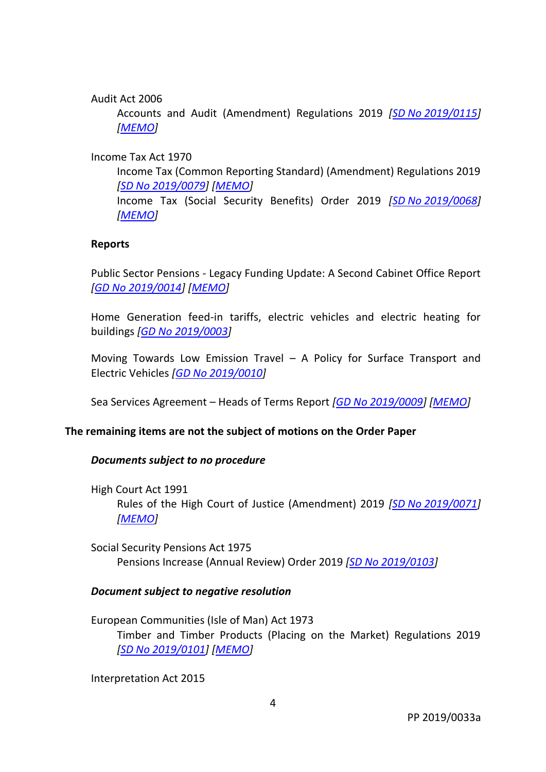Audit Act 2006

Accounts and Audit (Amendment) Regulations 2019 *[SD No 2019/0115]* *[MEMO]*

Income Tax Act 1970

Income Tax (Common Reporting Standard) (Amendment) Regulations 2019 *[SD No 2019/0079]* *[MEMO]*

Income Tax (Social Security Benefits) Order 2019 *[SD No 2019/0068]* *[MEMO]*

**Reports**

Public Sector Pensions - Legacy Funding Update: A Second Cabinet Office Report *[GD No 2019/0014]* *[MEMO]*

Home Generation feed-in tariffs, electric vehicles and electric heating for buildings *[GD No 2019/0003]*

Moving Towards Low Emission Travel – A Policy for Surface Transport and Electric Vehicles *[GD No 2019/0010]*

Sea Services Agreement – Heads of Terms Report *[GD No 2019/0009]* *[MEMO]*

**The remaining items are not the subject of motions on the Order Paper**

***Documents subject to no procedure***

High Court Act 1991

Rules of the High Court of Justice (Amendment) 2019 *[SD No 2019/0071]* *[MEMO]*

Social Security Pensions Act 1975

Pensions Increase (Annual Review) Order 2019 *[SD No 2019/0103]*

***Document subject to negative resolution***

European Communities (Isle of Man) Act 1973

Timber and Timber Products (Placing on the Market) Regulations 2019 *[SD No 2019/0101]* *[MEMO]*

Interpretation Act 2015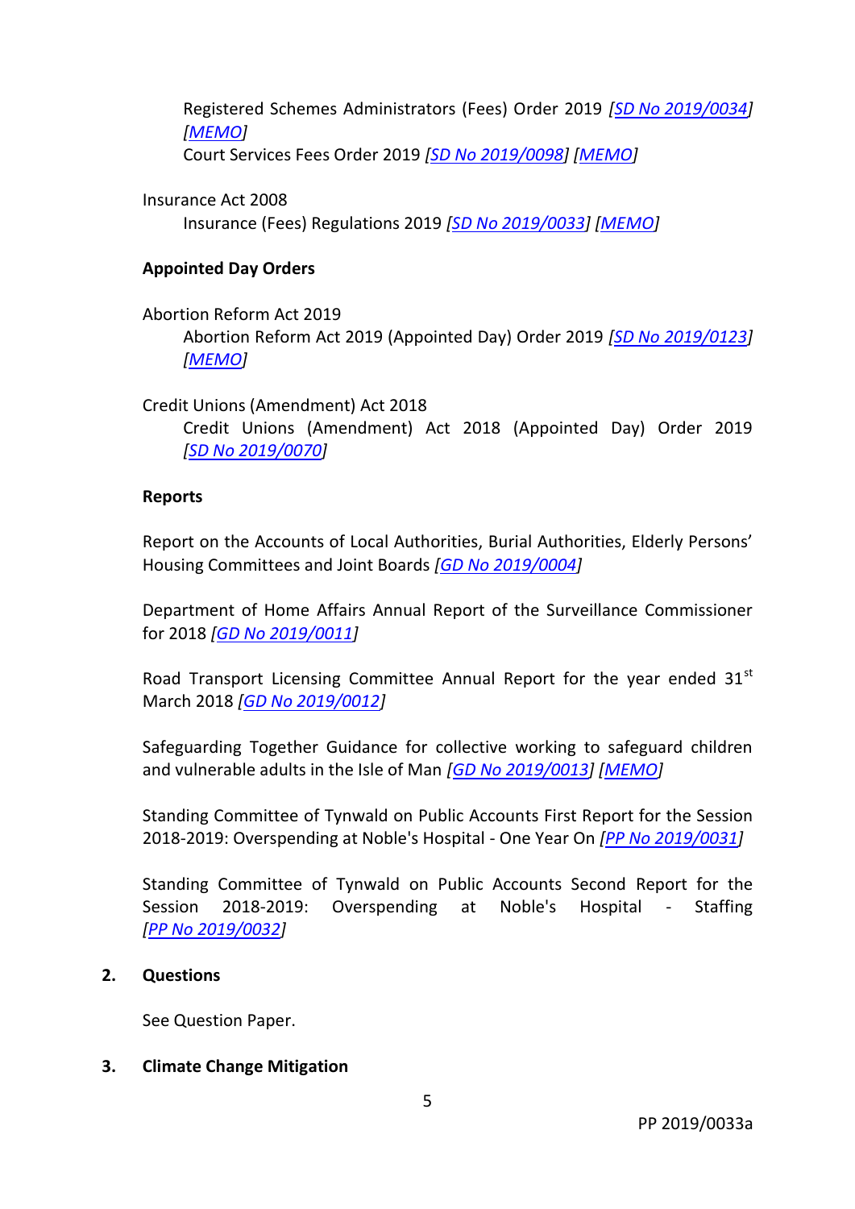Registered Schemes Administrators (Fees) Order 2019 *[SD No 2019/0034]* *[MEMO]*
Court Services Fees Order 2019 *[SD No 2019/0098]* *[MEMO]*

Insurance Act 2008
Insurance (Fees) Regulations 2019 *[SD No 2019/0033]* *[MEMO]*

**Appointed Day Orders**

Abortion Reform Act 2019
Abortion Reform Act 2019 (Appointed Day) Order 2019 *[SD No 2019/0123]* *[MEMO]*

Credit Unions (Amendment) Act 2018
Credit Unions (Amendment) Act 2018 (Appointed Day) Order 2019 *[SD No 2019/0070]*

**Reports**

Report on the Accounts of Local Authorities, Burial Authorities, Elderly Persons' Housing Committees and Joint Boards *[GD No 2019/0004]*

Department of Home Affairs Annual Report of the Surveillance Commissioner for 2018 *[GD No 2019/0011]*

Road Transport Licensing Committee Annual Report for the year ended 31st March 2018 *[GD No 2019/0012]*

Safeguarding Together Guidance for collective working to safeguard children and vulnerable adults in the Isle of Man *[GD No 2019/0013]* *[MEMO]*

Standing Committee of Tynwald on Public Accounts First Report for the Session 2018-2019: Overspending at Noble's Hospital - One Year On *[PP No 2019/0031]*

Standing Committee of Tynwald on Public Accounts Second Report for the Session 2018-2019: Overspending at Noble's Hospital - Staffing *[PP No 2019/0032]*

**2. Questions**

See Question Paper.

**3. Climate Change Mitigation**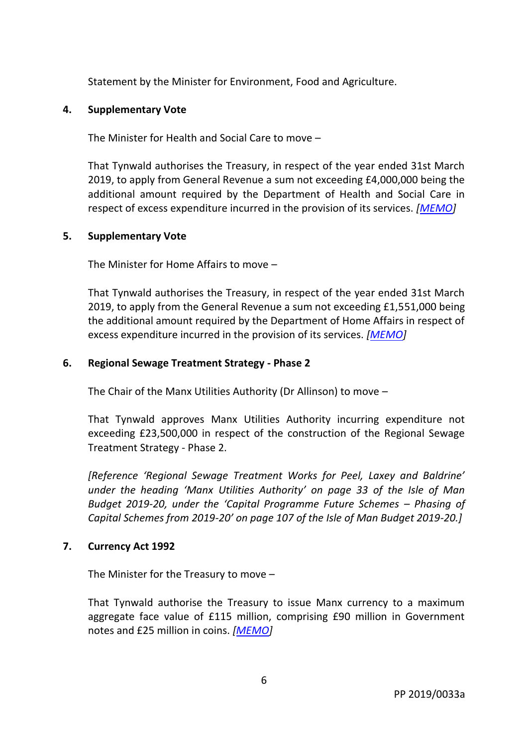Statement by the Minister for Environment, Food and Agriculture.

**4. Supplementary Vote**

The Minister for Health and Social Care to move –

That Tynwald authorises the Treasury, in respect of the year ended 31st March 2019, to apply from General Revenue a sum not exceeding £4,000,000 being the additional amount required by the Department of Health and Social Care in respect of excess expenditure incurred in the provision of its services. *[MEMO]*

**5. Supplementary Vote**

The Minister for Home Affairs to move –

That Tynwald authorises the Treasury, in respect of the year ended 31st March 2019, to apply from the General Revenue a sum not exceeding £1,551,000 being the additional amount required by the Department of Home Affairs in respect of excess expenditure incurred in the provision of its services. *[MEMO]*

**6. Regional Sewage Treatment Strategy - Phase 2**

The Chair of the Manx Utilities Authority (Dr Allinson) to move –

That Tynwald approves Manx Utilities Authority incurring expenditure not exceeding £23,500,000 in respect of the construction of the Regional Sewage Treatment Strategy - Phase 2.

*[Reference 'Regional Sewage Treatment Works for Peel, Laxey and Baldrine' under the heading 'Manx Utilities Authority' on page 33 of the Isle of Man Budget 2019-20, under the 'Capital Programme Future Schemes – Phasing of Capital Schemes from 2019-20' on page 107 of the Isle of Man Budget 2019-20.]*

**7. Currency Act 1992**

The Minister for the Treasury to move –

That Tynwald authorise the Treasury to issue Manx currency to a maximum aggregate face value of £115 million, comprising £90 million in Government notes and £25 million in coins. *[MEMO]*

PP 2019/0033a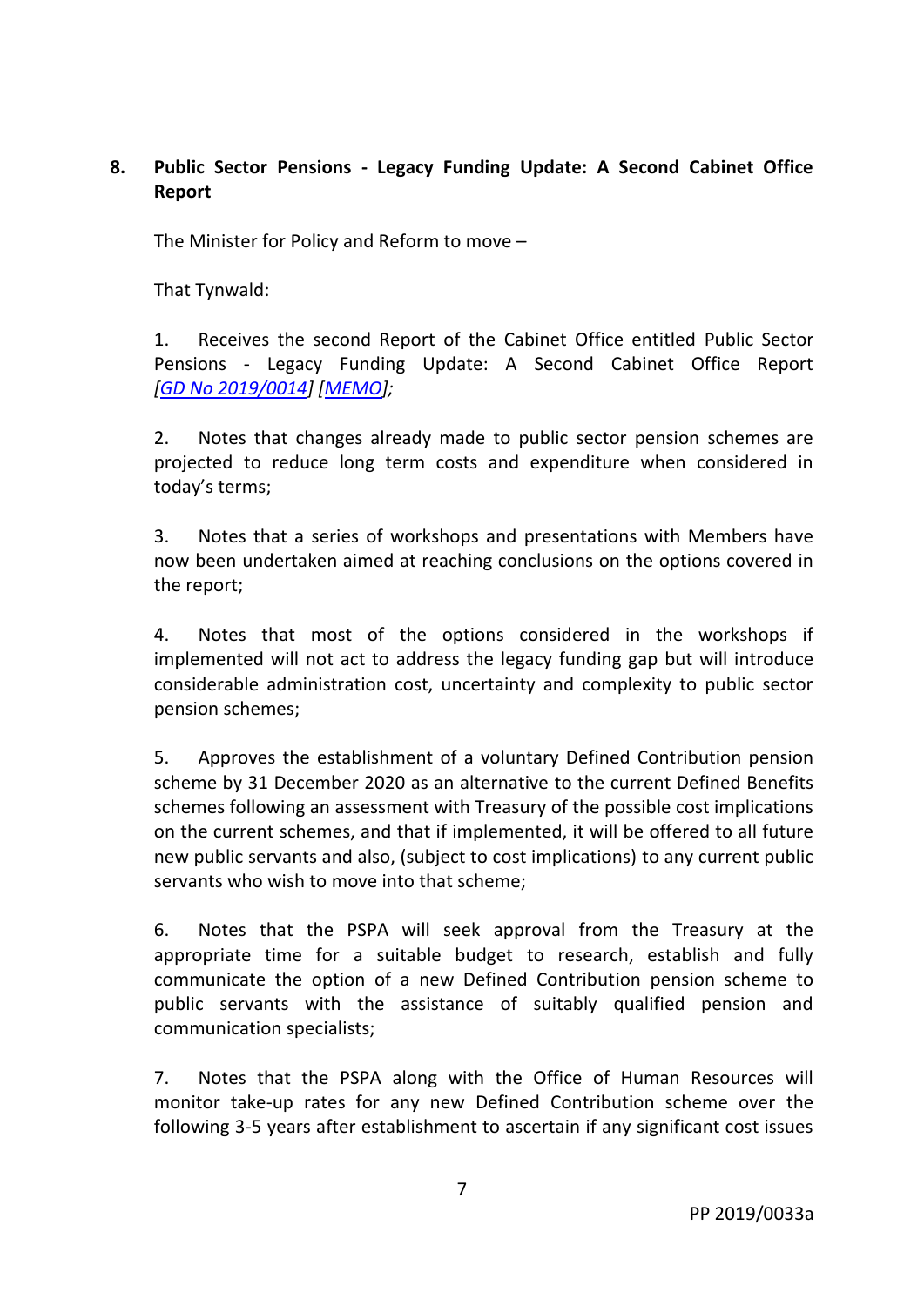## 8. Public Sector Pensions - Legacy Funding Update: A Second Cabinet Office Report

The Minister for Policy and Reform to move –

That Tynwald:

1. Receives the second Report of the Cabinet Office entitled Public Sector Pensions - Legacy Funding Update: A Second Cabinet Office Report *[GD No 2019/0014] [MEMO];*

2. Notes that changes already made to public sector pension schemes are projected to reduce long term costs and expenditure when considered in today's terms;

3. Notes that a series of workshops and presentations with Members have now been undertaken aimed at reaching conclusions on the options covered in the report;

4. Notes that most of the options considered in the workshops if implemented will not act to address the legacy funding gap but will introduce considerable administration cost, uncertainty and complexity to public sector pension schemes;

5. Approves the establishment of a voluntary Defined Contribution pension scheme by 31 December 2020 as an alternative to the current Defined Benefits schemes following an assessment with Treasury of the possible cost implications on the current schemes, and that if implemented, it will be offered to all future new public servants and also, (subject to cost implications) to any current public servants who wish to move into that scheme;

6. Notes that the PSPA will seek approval from the Treasury at the appropriate time for a suitable budget to research, establish and fully communicate the option of a new Defined Contribution pension scheme to public servants with the assistance of suitably qualified pension and communication specialists;

7. Notes that the PSPA along with the Office of Human Resources will monitor take-up rates for any new Defined Contribution scheme over the following 3-5 years after establishment to ascertain if any significant cost issues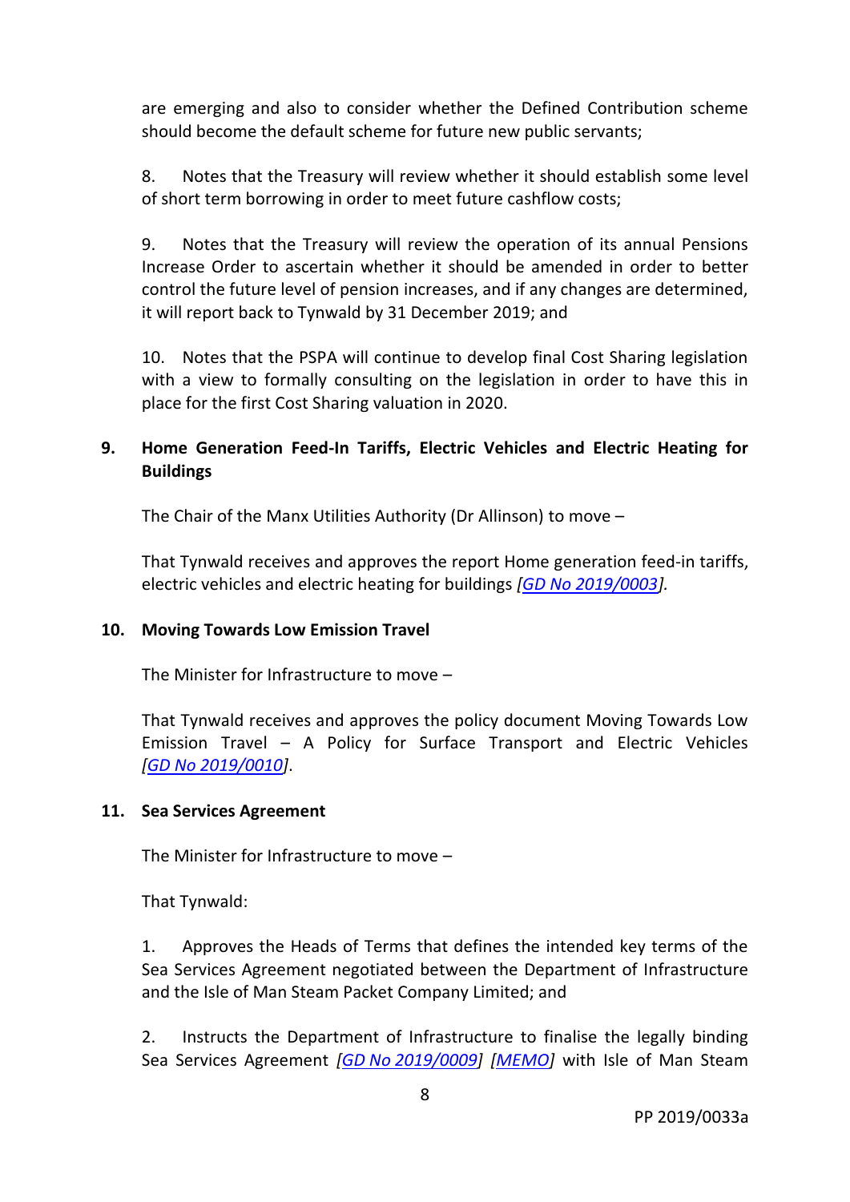are emerging and also to consider whether the Defined Contribution scheme should become the default scheme for future new public servants;

8. Notes that the Treasury will review whether it should establish some level of short term borrowing in order to meet future cashflow costs;

9. Notes that the Treasury will review the operation of its annual Pensions Increase Order to ascertain whether it should be amended in order to better control the future level of pension increases, and if any changes are determined, it will report back to Tynwald by 31 December 2019; and

10. Notes that the PSPA will continue to develop final Cost Sharing legislation with a view to formally consulting on the legislation in order to have this in place for the first Cost Sharing valuation in 2020.

## 9. Home Generation Feed-In Tariffs, Electric Vehicles and Electric Heating for Buildings

The Chair of the Manx Utilities Authority (Dr Allinson) to move –

That Tynwald receives and approves the report Home generation feed-in tariffs, electric vehicles and electric heating for buildings *[GD No 2019/0003].*

## 10. Moving Towards Low Emission Travel

The Minister for Infrastructure to move –

That Tynwald receives and approves the policy document Moving Towards Low Emission Travel – A Policy for Surface Transport and Electric Vehicles *[GD No 2019/0010]*.

## 11. Sea Services Agreement

The Minister for Infrastructure to move –

That Tynwald:

1. Approves the Heads of Terms that defines the intended key terms of the Sea Services Agreement negotiated between the Department of Infrastructure and the Isle of Man Steam Packet Company Limited; and

2. Instructs the Department of Infrastructure to finalise the legally binding Sea Services Agreement *[GD No 2019/0009]* *[MEMO]* with Isle of Man Steam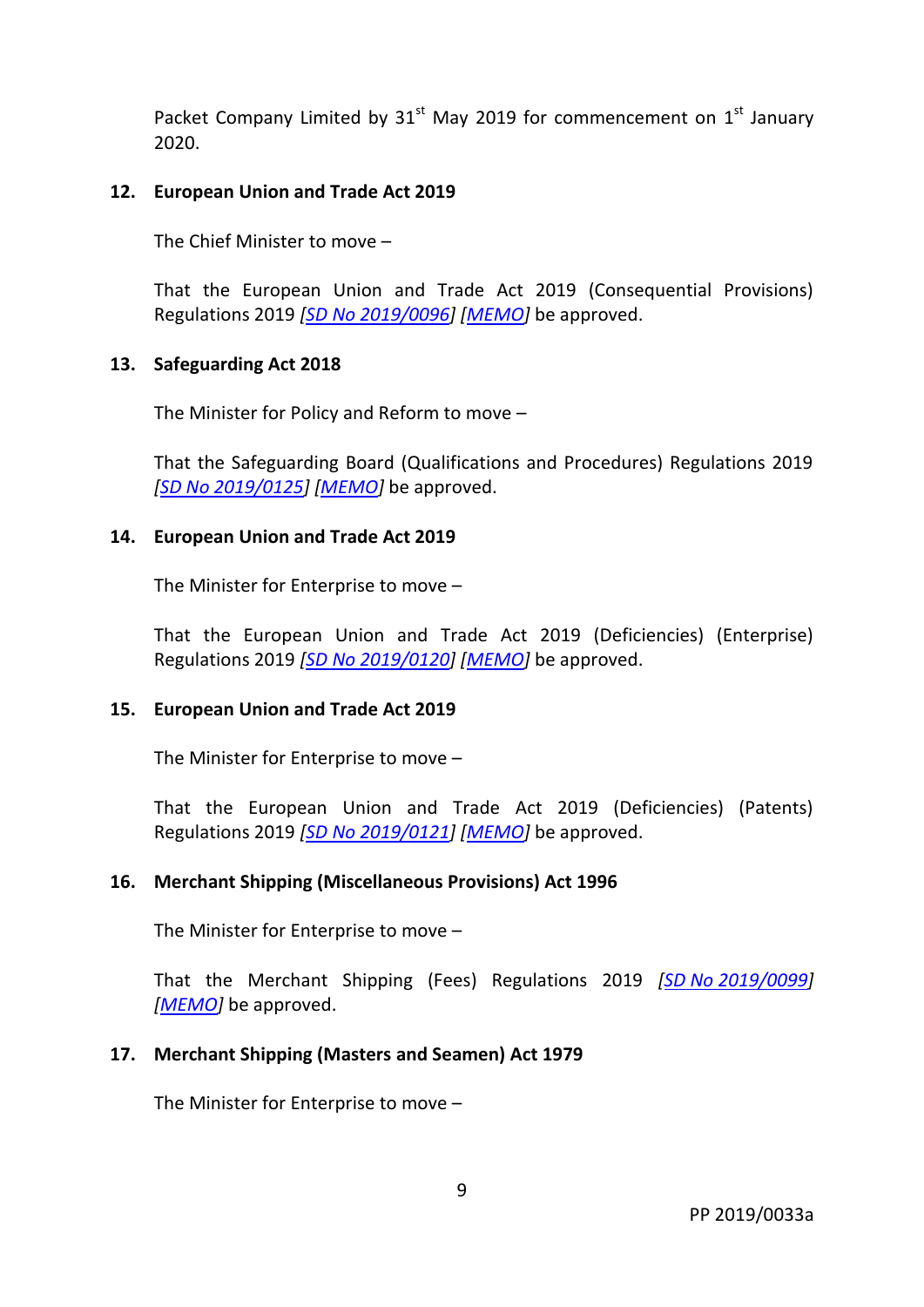Packet Company Limited by 31st May 2019 for commencement on 1st January 2020.

**12. European Union and Trade Act 2019**

The Chief Minister to move –

That the European Union and Trade Act 2019 (Consequential Provisions) Regulations 2019 *[SD No 2019/0096] [MEMO]* be approved.

**13. Safeguarding Act 2018**

The Minister for Policy and Reform to move –

That the Safeguarding Board (Qualifications and Procedures) Regulations 2019 *[SD No 2019/0125] [MEMO]* be approved.

**14. European Union and Trade Act 2019**

The Minister for Enterprise to move –

That the European Union and Trade Act 2019 (Deficiencies) (Enterprise) Regulations 2019 *[SD No 2019/0120] [MEMO]* be approved.

**15. European Union and Trade Act 2019**

The Minister for Enterprise to move –

That the European Union and Trade Act 2019 (Deficiencies) (Patents) Regulations 2019 *[SD No 2019/0121] [MEMO]* be approved.

**16. Merchant Shipping (Miscellaneous Provisions) Act 1996**

The Minister for Enterprise to move –

That the Merchant Shipping (Fees) Regulations 2019 *[SD No 2019/0099] [MEMO]* be approved.

**17. Merchant Shipping (Masters and Seamen) Act 1979**

The Minister for Enterprise to move –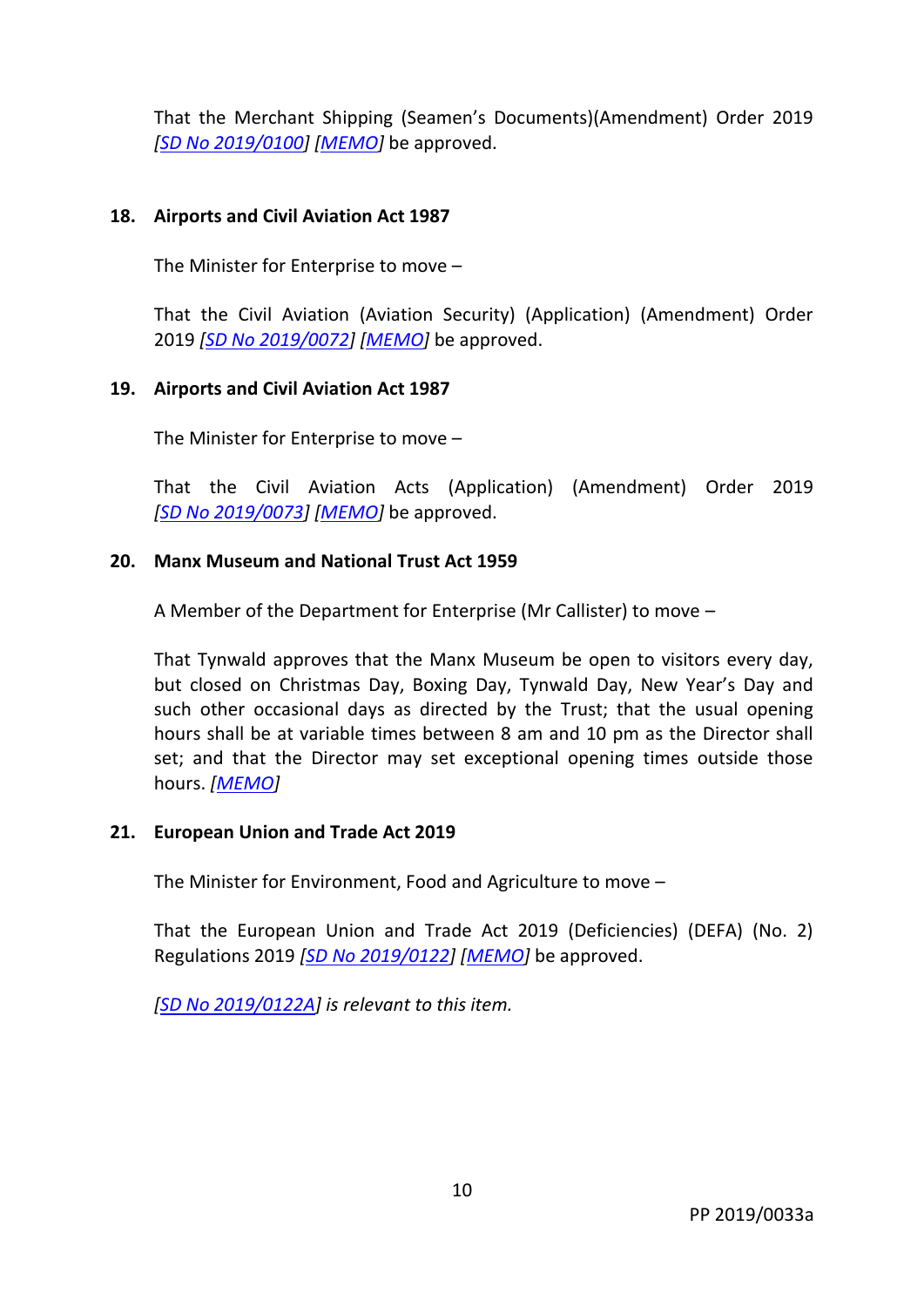That the Merchant Shipping (Seamen's Documents)(Amendment) Order 2019 *[SD No 2019/0100]* *[MEMO]* be approved.

**18. Airports and Civil Aviation Act 1987**

The Minister for Enterprise to move –

That the Civil Aviation (Aviation Security) (Application) (Amendment) Order 2019 *[SD No 2019/0072]* *[MEMO]* be approved.

**19. Airports and Civil Aviation Act 1987**

The Minister for Enterprise to move –

That the Civil Aviation Acts (Application) (Amendment) Order 2019 *[SD No 2019/0073]* *[MEMO]* be approved.

**20. Manx Museum and National Trust Act 1959**

A Member of the Department for Enterprise (Mr Callister) to move –

That Tynwald approves that the Manx Museum be open to visitors every day, but closed on Christmas Day, Boxing Day, Tynwald Day, New Year's Day and such other occasional days as directed by the Trust; that the usual opening hours shall be at variable times between 8 am and 10 pm as the Director shall set; and that the Director may set exceptional opening times outside those hours. *[MEMO]*

**21. European Union and Trade Act 2019**

The Minister for Environment, Food and Agriculture to move –

That the European Union and Trade Act 2019 (Deficiencies) (DEFA) (No. 2) Regulations 2019 *[SD No 2019/0122]* *[MEMO]* be approved.

*[SD No 2019/0122A] is relevant to this item.*

PP 2019/0033a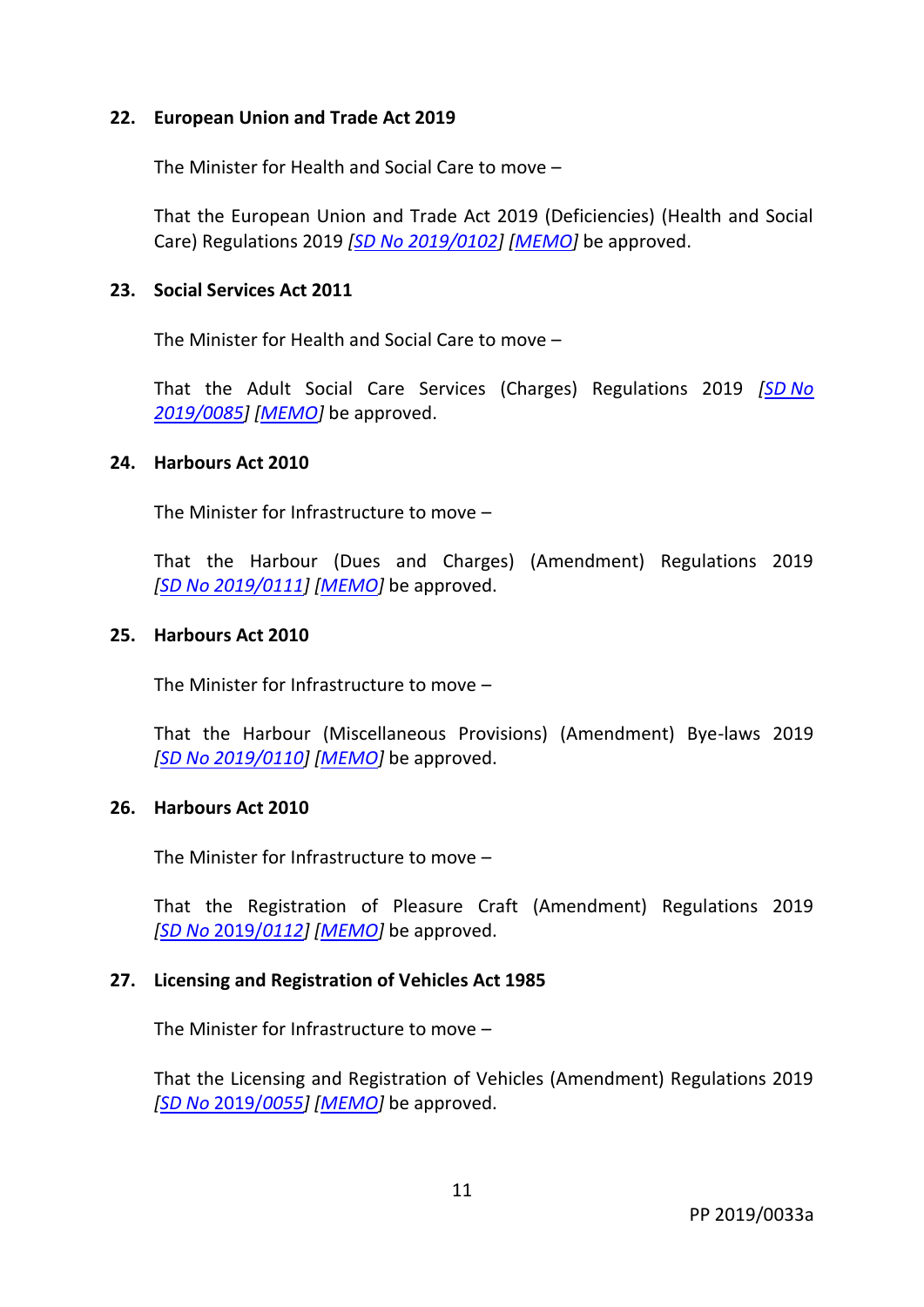**22. European Union and Trade Act 2019**

The Minister for Health and Social Care to move –

That the European Union and Trade Act 2019 (Deficiencies) (Health and Social Care) Regulations 2019 *[SD No 2019/0102]* *[MEMO]* be approved.

**23. Social Services Act 2011**

The Minister for Health and Social Care to move –

That the Adult Social Care Services (Charges) Regulations 2019 *[SD No 2019/0085]* *[MEMO]* be approved.

**24. Harbours Act 2010**

The Minister for Infrastructure to move –

That the Harbour (Dues and Charges) (Amendment) Regulations 2019 *[SD No 2019/0111]* *[MEMO]* be approved.

**25. Harbours Act 2010**

The Minister for Infrastructure to move –

That the Harbour (Miscellaneous Provisions) (Amendment) Bye-laws 2019 *[SD No 2019/0110]* *[MEMO]* be approved.

**26. Harbours Act 2010**

The Minister for Infrastructure to move –

That the Registration of Pleasure Craft (Amendment) Regulations 2019 *[SD No 2019/0112]* *[MEMO]* be approved.

**27. Licensing and Registration of Vehicles Act 1985**

The Minister for Infrastructure to move –

That the Licensing and Registration of Vehicles (Amendment) Regulations 2019 *[SD No 2019/0055]* *[MEMO]* be approved.

PP 2019/0033a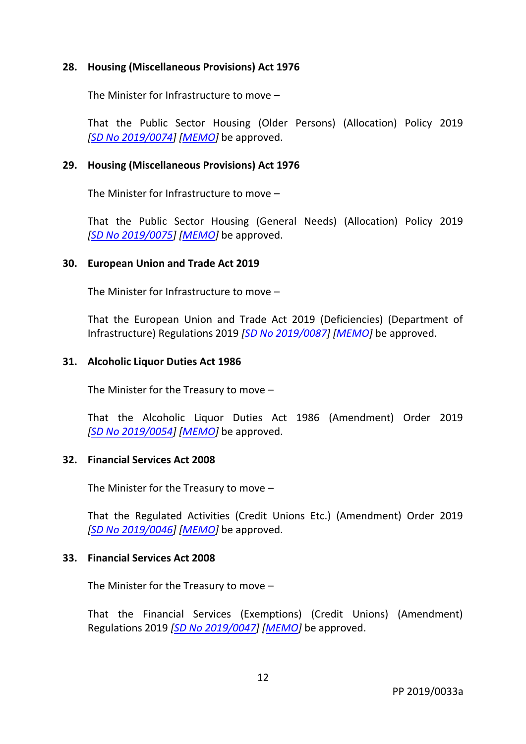**28. Housing (Miscellaneous Provisions) Act 1976**

The Minister for Infrastructure to move –

That the Public Sector Housing (Older Persons) (Allocation) Policy 2019 *[SD No 2019/0074] [MEMO]* be approved.

**29. Housing (Miscellaneous Provisions) Act 1976**

The Minister for Infrastructure to move –

That the Public Sector Housing (General Needs) (Allocation) Policy 2019 *[SD No 2019/0075] [MEMO]* be approved.

**30. European Union and Trade Act 2019**

The Minister for Infrastructure to move –

That the European Union and Trade Act 2019 (Deficiencies) (Department of Infrastructure) Regulations 2019 *[SD No 2019/0087] [MEMO]* be approved.

**31. Alcoholic Liquor Duties Act 1986**

The Minister for the Treasury to move –

That the Alcoholic Liquor Duties Act 1986 (Amendment) Order 2019 *[SD No 2019/0054] [MEMO]* be approved.

**32. Financial Services Act 2008**

The Minister for the Treasury to move –

That the Regulated Activities (Credit Unions Etc.) (Amendment) Order 2019 *[SD No 2019/0046] [MEMO]* be approved.

**33. Financial Services Act 2008**

The Minister for the Treasury to move –

That the Financial Services (Exemptions) (Credit Unions) (Amendment) Regulations 2019 *[SD No 2019/0047] [MEMO]* be approved.

PP 2019/0033a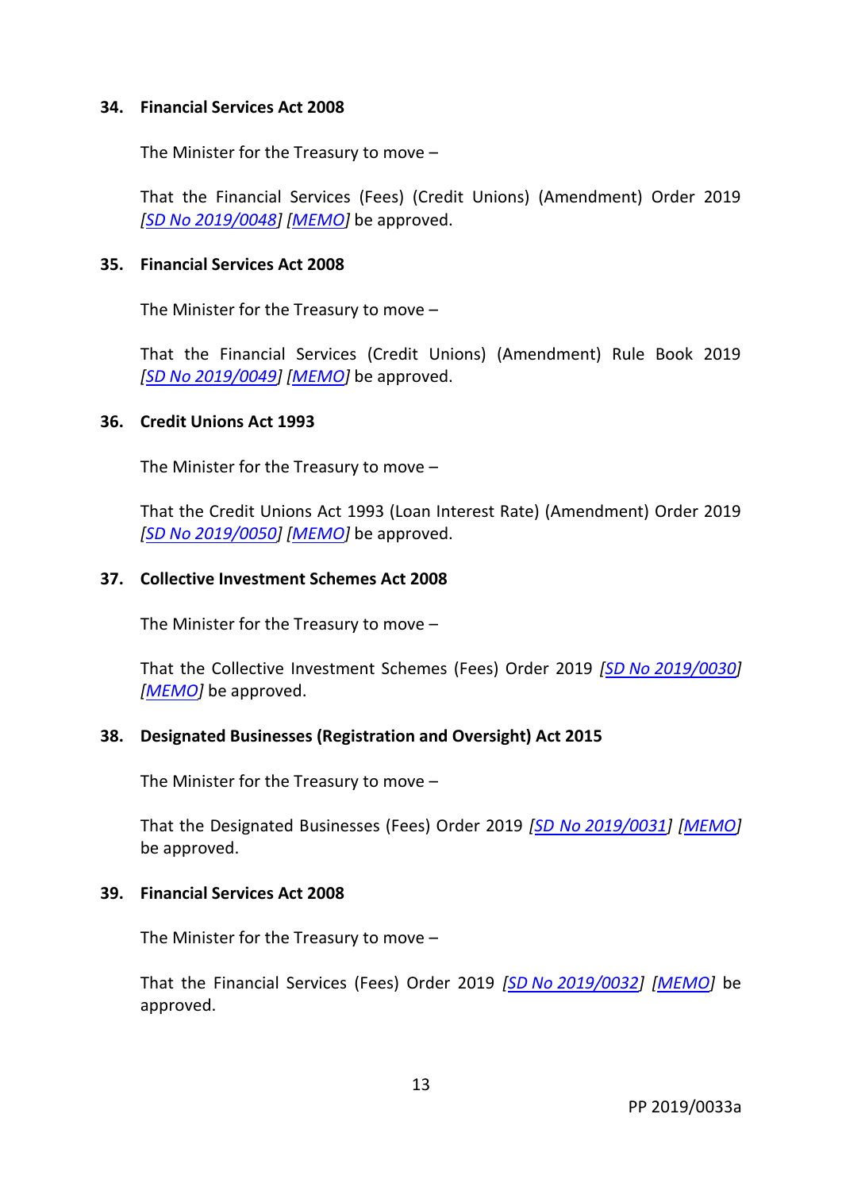**34. Financial Services Act 2008**

The Minister for the Treasury to move –

That the Financial Services (Fees) (Credit Unions) (Amendment) Order 2019 *[SD No 2019/0048] [MEMO]* be approved.

**35. Financial Services Act 2008**

The Minister for the Treasury to move –

That the Financial Services (Credit Unions) (Amendment) Rule Book 2019 *[SD No 2019/0049] [MEMO]* be approved.

**36. Credit Unions Act 1993**

The Minister for the Treasury to move –

That the Credit Unions Act 1993 (Loan Interest Rate) (Amendment) Order 2019 *[SD No 2019/0050] [MEMO]* be approved.

**37. Collective Investment Schemes Act 2008**

The Minister for the Treasury to move –

That the Collective Investment Schemes (Fees) Order 2019 *[SD No 2019/0030] [MEMO]* be approved.

**38. Designated Businesses (Registration and Oversight) Act 2015**

The Minister for the Treasury to move –

That the Designated Businesses (Fees) Order 2019 *[SD No 2019/0031] [MEMO]* be approved.

**39. Financial Services Act 2008**

The Minister for the Treasury to move –

That the Financial Services (Fees) Order 2019 *[SD No 2019/0032] [MEMO]* be approved.

PP 2019/0033a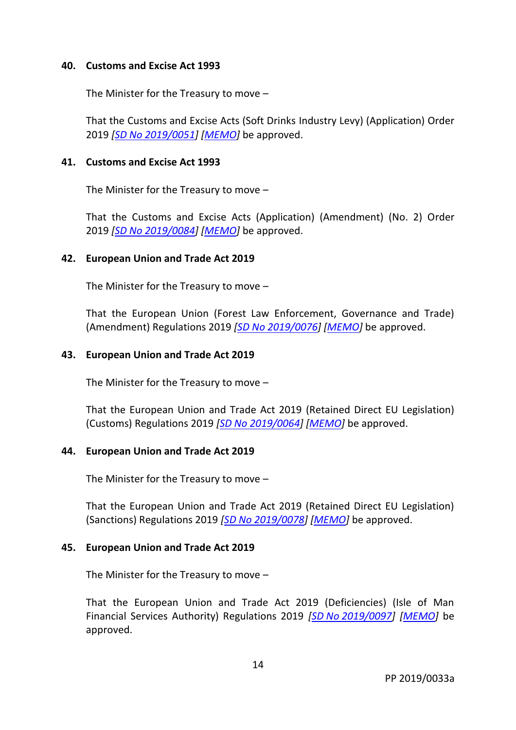**40. Customs and Excise Act 1993**

The Minister for the Treasury to move –

That the Customs and Excise Acts (Soft Drinks Industry Levy) (Application) Order 2019 *[SD No 2019/0051]* *[MEMO]* be approved.

**41. Customs and Excise Act 1993**

The Minister for the Treasury to move –

That the Customs and Excise Acts (Application) (Amendment) (No. 2) Order 2019 *[SD No 2019/0084]* *[MEMO]* be approved.

**42. European Union and Trade Act 2019**

The Minister for the Treasury to move –

That the European Union (Forest Law Enforcement, Governance and Trade) (Amendment) Regulations 2019 *[SD No 2019/0076]* *[MEMO]* be approved.

**43. European Union and Trade Act 2019**

The Minister for the Treasury to move –

That the European Union and Trade Act 2019 (Retained Direct EU Legislation) (Customs) Regulations 2019 *[SD No 2019/0064]* *[MEMO]* be approved.

**44. European Union and Trade Act 2019**

The Minister for the Treasury to move –

That the European Union and Trade Act 2019 (Retained Direct EU Legislation) (Sanctions) Regulations 2019 *[SD No 2019/0078]* *[MEMO]* be approved.

**45. European Union and Trade Act 2019**

The Minister for the Treasury to move –

That the European Union and Trade Act 2019 (Deficiencies) (Isle of Man Financial Services Authority) Regulations 2019 *[SD No 2019/0097]* *[MEMO]* be approved.

PP 2019/0033a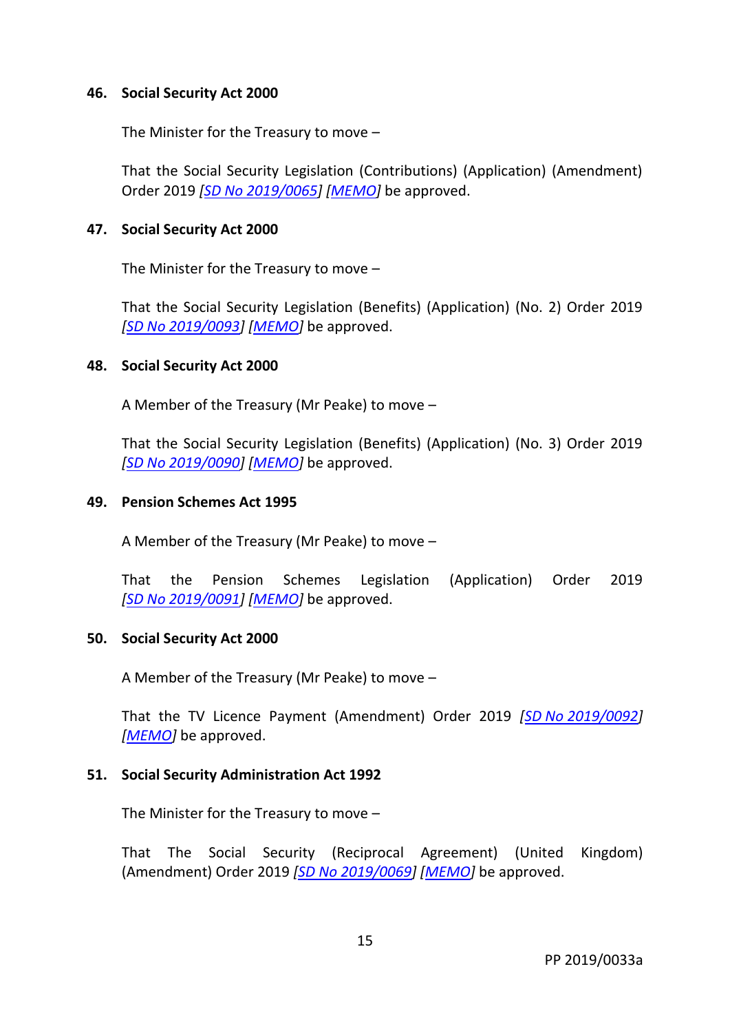### 46. Social Security Act 2000

The Minister for the Treasury to move –

That the Social Security Legislation (Contributions) (Application) (Amendment) Order 2019 *[SD No 2019/0065] [MEMO]* be approved.

### 47. Social Security Act 2000

The Minister for the Treasury to move –

That the Social Security Legislation (Benefits) (Application) (No. 2) Order 2019 *[SD No 2019/0093] [MEMO]* be approved.

### 48. Social Security Act 2000

A Member of the Treasury (Mr Peake) to move –

That the Social Security Legislation (Benefits) (Application) (No. 3) Order 2019 *[SD No 2019/0090] [MEMO]* be approved.

### 49. Pension Schemes Act 1995

A Member of the Treasury (Mr Peake) to move –

That the Pension Schemes Legislation (Application) Order 2019 *[SD No 2019/0091] [MEMO]* be approved.

### 50. Social Security Act 2000

A Member of the Treasury (Mr Peake) to move –

That the TV Licence Payment (Amendment) Order 2019 *[SD No 2019/0092] [MEMO]* be approved.

### 51. Social Security Administration Act 1992

The Minister for the Treasury to move –

That The Social Security (Reciprocal Agreement) (United Kingdom) (Amendment) Order 2019 *[SD No 2019/0069] [MEMO]* be approved.

PP 2019/0033a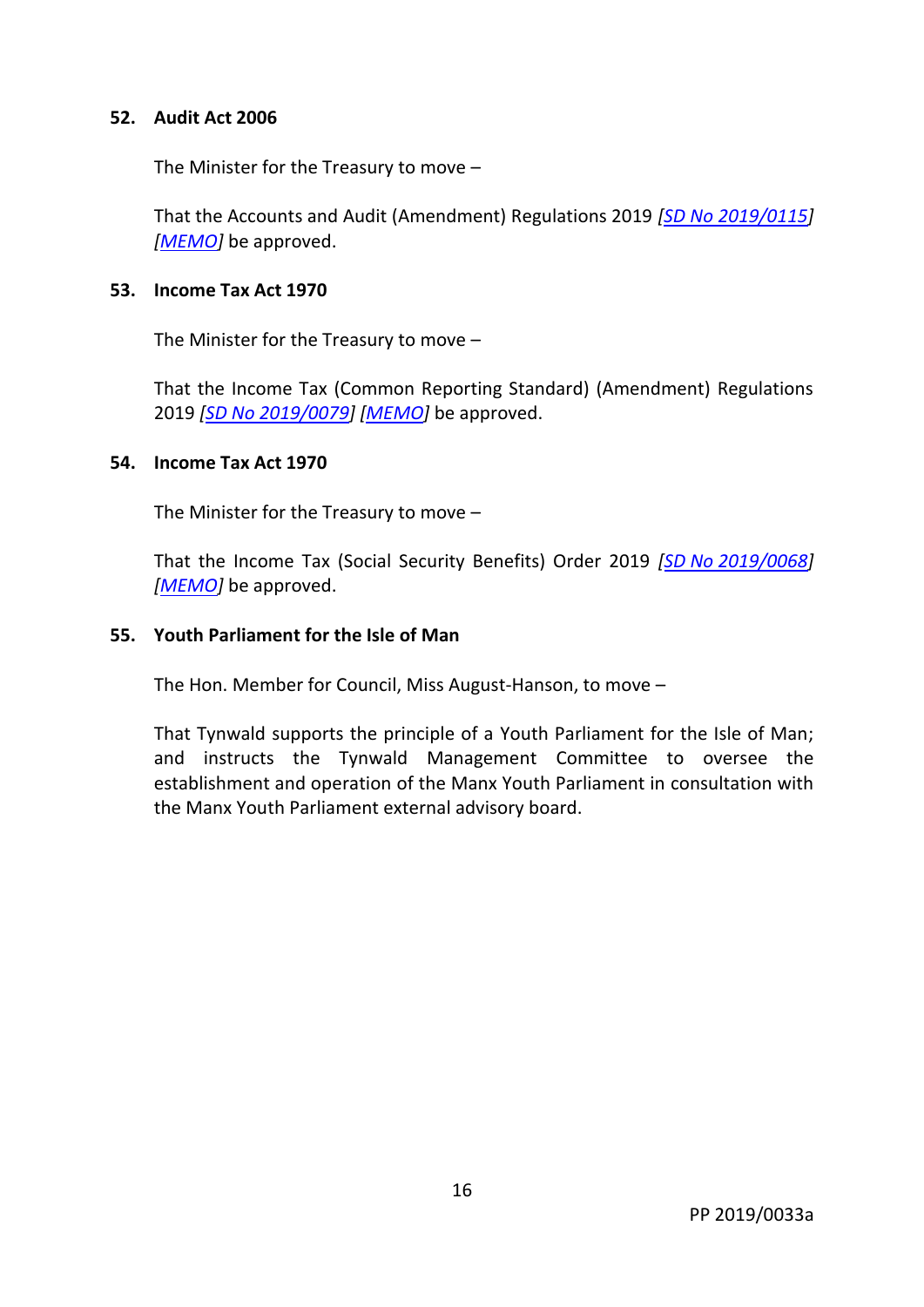**52. Audit Act 2006**

The Minister for the Treasury to move –

That the Accounts and Audit (Amendment) Regulations 2019 *[SD No 2019/0115] [MEMO]* be approved.

**53. Income Tax Act 1970**

The Minister for the Treasury to move –

That the Income Tax (Common Reporting Standard) (Amendment) Regulations 2019 *[SD No 2019/0079] [MEMO]* be approved.

**54. Income Tax Act 1970**

The Minister for the Treasury to move –

That the Income Tax (Social Security Benefits) Order 2019 *[SD No 2019/0068] [MEMO]* be approved.

**55. Youth Parliament for the Isle of Man**

The Hon. Member for Council, Miss August-Hanson, to move –

That Tynwald supports the principle of a Youth Parliament for the Isle of Man; and instructs the Tynwald Management Committee to oversee the establishment and operation of the Manx Youth Parliament in consultation with the Manx Youth Parliament external advisory board.

PP 2019/0033a